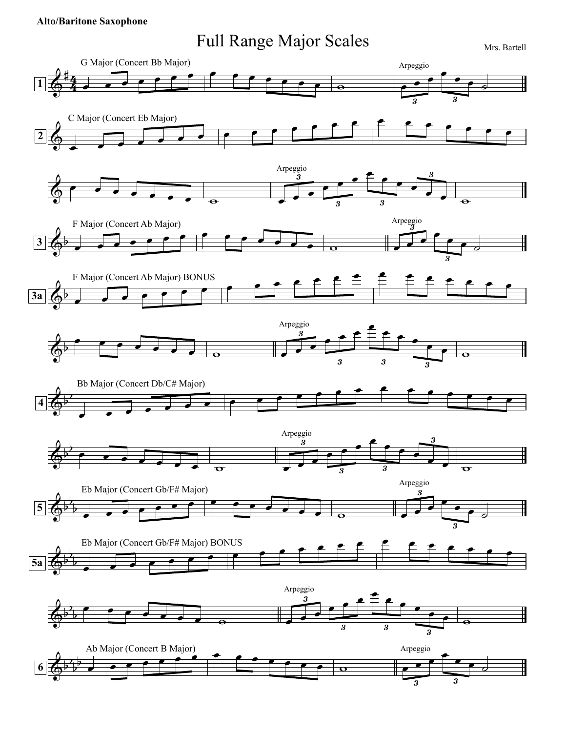**Alto/Baritone Saxophone**

# Full Range Major Scales

Mrs. Bartell

1 G Major (Concert Bb Major) — Arpeggio

2 C Major (Concert Eb Major) — Arpeggio

3 F Major (Concert Ab Major) — Arpeggio

3a F Major (Concert Ab Major) BONUS — Arpeggio

4 Bb Major (Concert Db/C# Major) — Arpeggio

5 Eb Major (Concert Gb/F# Major) — Arpeggio

5a Eb Major (Concert Gb/F# Major) BONUS — Arpeggio

6 Ab Major (Concert B Major) — Arpeggio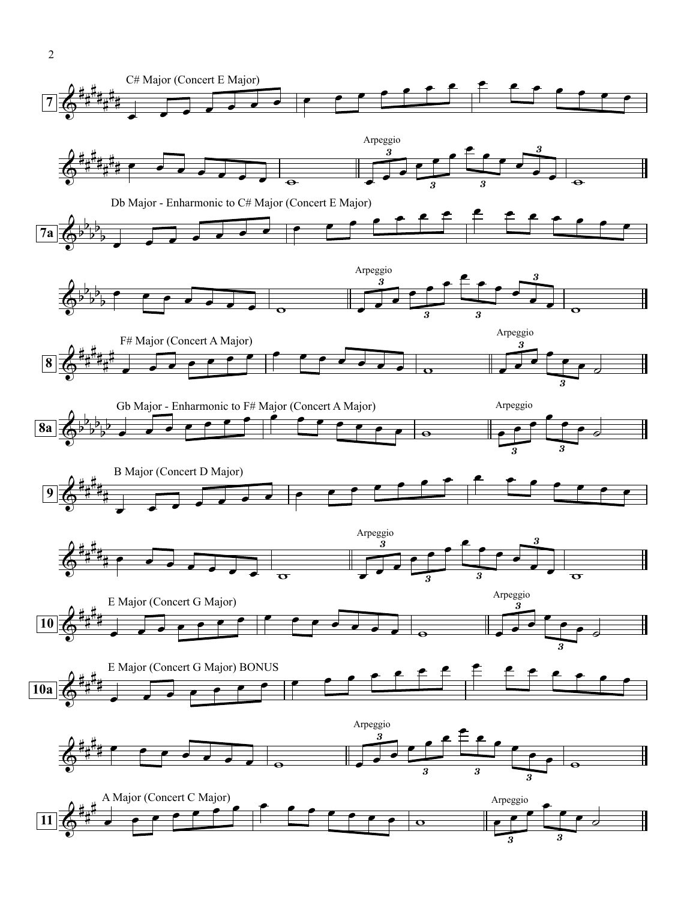**7** C# Major (Concert E Major)

Arpeggio

**7a** Db Major - Enharmonic to C# Major (Concert E Major)

Arpeggio

**8** F# Major (Concert A Major)

Arpeggio

**8a** Gb Major - Enharmonic to F# Major (Concert A Major)

Arpeggio

**9** B Major (Concert D Major)

Arpeggio

**10** E Major (Concert G Major)

Arpeggio

**10a** E Major (Concert G Major) BONUS

Arpeggio

**11** A Major (Concert C Major)

Arpeggio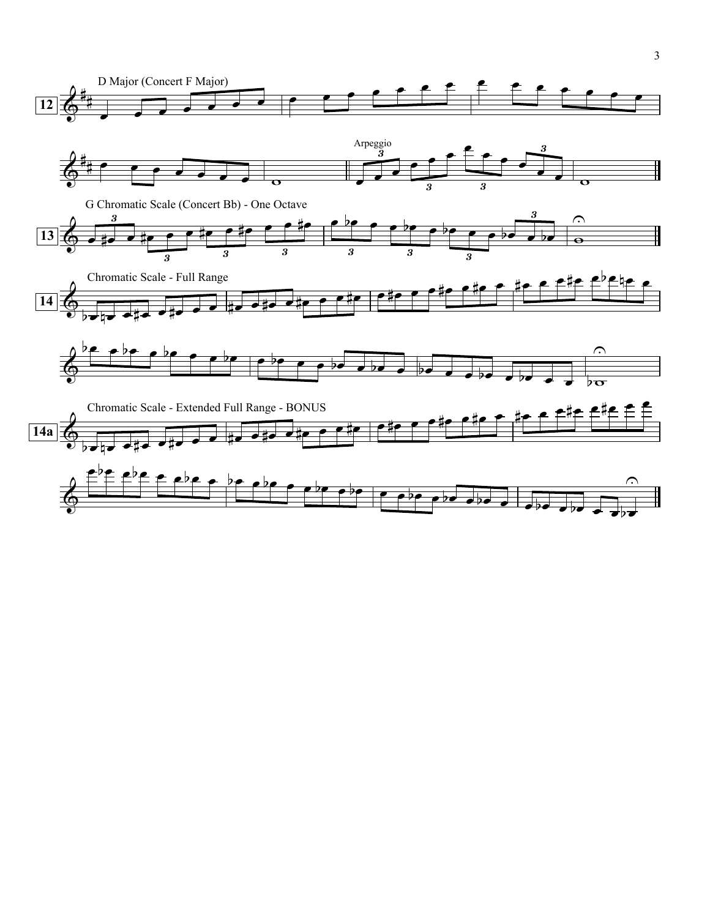12

D Major (Concert F Major)

Arpeggio

13

G Chromatic Scale (Concert Bb) - One Octave

14

Chromatic Scale - Full Range

14a

Chromatic Scale - Extended Full Range - BONUS